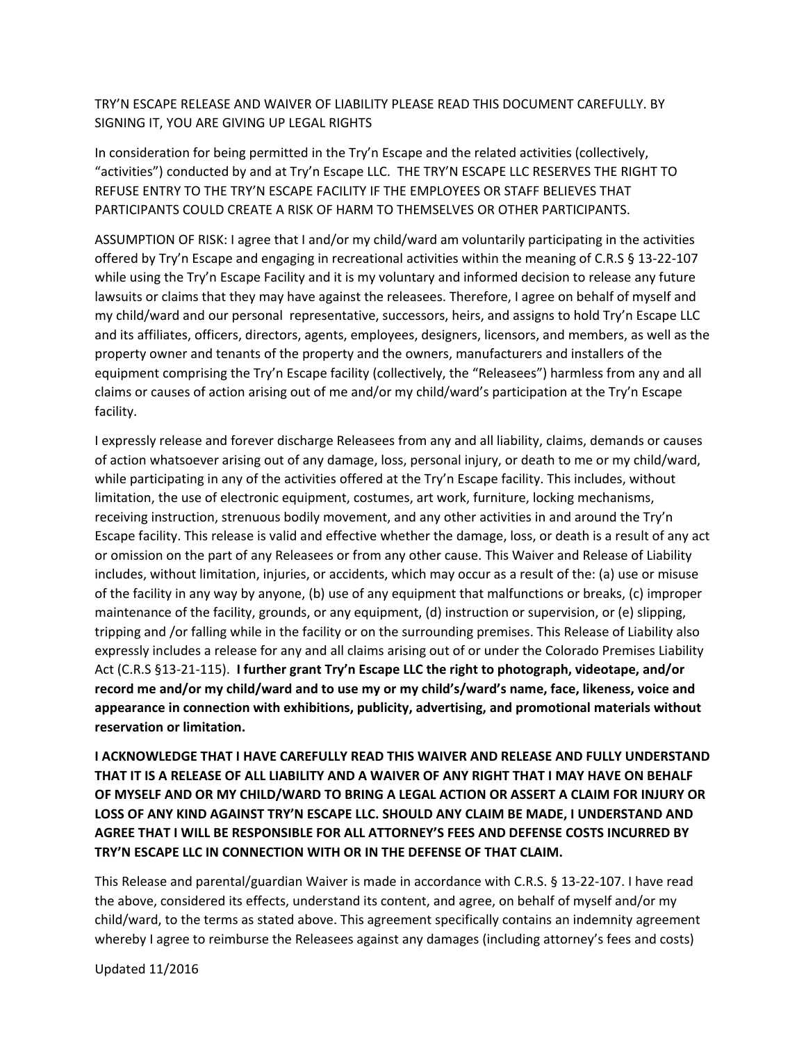TRY'N ESCAPE RELEASE AND WAIVER OF LIABILITY PLEASE READ THIS DOCUMENT CAREFULLY. BY SIGNING IT, YOU ARE GIVING UP LEGAL RIGHTS

In consideration for being permitted in the Try'n Escape and the related activities (collectively, "activities") conducted by and at Try'n Escape LLC. THE TRY'N ESCAPE LLC RESERVES THE RIGHT TO REFUSE ENTRY TO THE TRY'N ESCAPE FACILITY IF THE EMPLOYEES OR STAFF BELIEVES THAT PARTICIPANTS COULD CREATE A RISK OF HARM TO THEMSELVES OR OTHER PARTICIPANTS.

ASSUMPTION OF RISK: I agree that I and/or my child/ward am voluntarily participating in the activities offered by Try'n Escape and engaging in recreational activities within the meaning of C.R.S § 13-22-107 while using the Try'n Escape Facility and it is my voluntary and informed decision to release any future lawsuits or claims that they may have against the releasees. Therefore, I agree on behalf of myself and my child/ward and our personal representative, successors, heirs, and assigns to hold Try'n Escape LLC and its affiliates, officers, directors, agents, employees, designers, licensors, and members, as well as the property owner and tenants of the property and the owners, manufacturers and installers of the equipment comprising the Try'n Escape facility (collectively, the "Releasees") harmless from any and all claims or causes of action arising out of me and/or my child/ward's participation at the Try'n Escape facility.

I expressly release and forever discharge Releasees from any and all liability, claims, demands or causes of action whatsoever arising out of any damage, loss, personal injury, or death to me or my child/ward, while participating in any of the activities offered at the Try'n Escape facility. This includes, without limitation, the use of electronic equipment, costumes, art work, furniture, locking mechanisms, receiving instruction, strenuous bodily movement, and any other activities in and around the Try'n Escape facility. This release is valid and effective whether the damage, loss, or death is a result of any act or omission on the part of any Releasees or from any other cause. This Waiver and Release of Liability includes, without limitation, injuries, or accidents, which may occur as a result of the: (a) use or misuse of the facility in any way by anyone, (b) use of any equipment that malfunctions or breaks, (c) improper maintenance of the facility, grounds, or any equipment, (d) instruction or supervision, or (e) slipping, tripping and /or falling while in the facility or on the surrounding premises. This Release of Liability also expressly includes a release for any and all claims arising out of or under the Colorado Premises Liability Act (C.R.S §13-21-115). **I further grant Try'n Escape LLC the right to photograph, videotape, and/or record me and/or my child/ward and to use my or my child's/ward's name, face, likeness, voice and appearance in connection with exhibitions, publicity, advertising, and promotional materials without reservation or limitation.**

**I ACKNOWLEDGE THAT I HAVE CAREFULLY READ THIS WAIVER AND RELEASE AND FULLY UNDERSTAND THAT IT IS A RELEASE OF ALL LIABILITY AND A WAIVER OF ANY RIGHT THAT I MAY HAVE ON BEHALF OF MYSELF AND OR MY CHILD/WARD TO BRING A LEGAL ACTION OR ASSERT A CLAIM FOR INJURY OR LOSS OF ANY KIND AGAINST TRY'N ESCAPE LLC. SHOULD ANY CLAIM BE MADE, I UNDERSTAND AND AGREE THAT I WILL BE RESPONSIBLE FOR ALL ATTORNEY'S FEES AND DEFENSE COSTS INCURRED BY TRY'N ESCAPE LLC IN CONNECTION WITH OR IN THE DEFENSE OF THAT CLAIM.**

This Release and parental/guardian Waiver is made in accordance with C.R.S. § 13-22-107. I have read the above, considered its effects, understand its content, and agree, on behalf of myself and/or my child/ward, to the terms as stated above. This agreement specifically contains an indemnity agreement whereby I agree to reimburse the Releasees against any damages (including attorney's fees and costs)

Updated 11/2016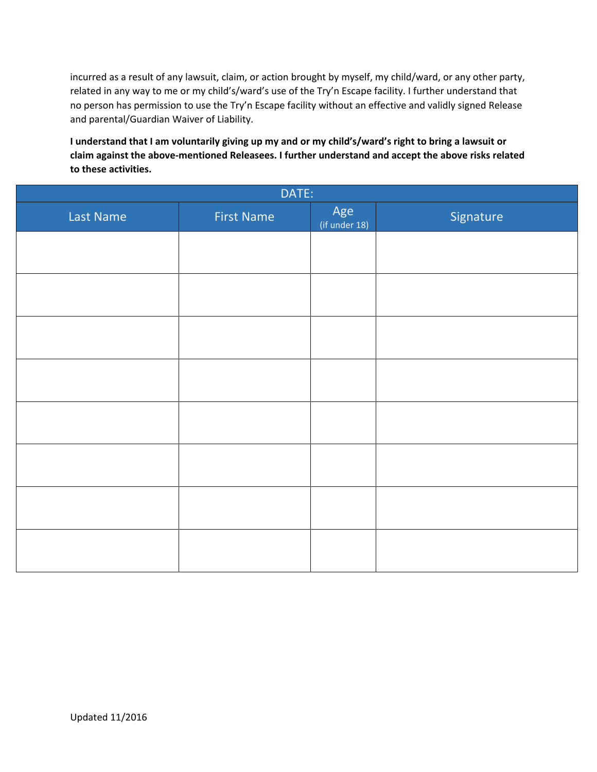incurred as a result of any lawsuit, claim, or action brought by myself, my child/ward, or any other party, related in any way to me or my child's/ward's use of the Try'n Escape facility. I further understand that no person has permission to use the Try'n Escape facility without an effective and validly signed Release and parental/Guardian Waiver of Liability.

**I understand that I am voluntarily giving up my and or my child's/ward's right to bring a lawsuit or claim against the above-mentioned Releasees. I further understand and accept the above risks related to these activities.**

| DATE: | | | |
|---|---|---|---|
| Last Name | First Name | Age (if under 18) | Signature |
| | | | |
| | | | |
| | | | |
| | | | |
| | | | |
| | | | |
| | | | |
| | | | |

Updated 11/2016